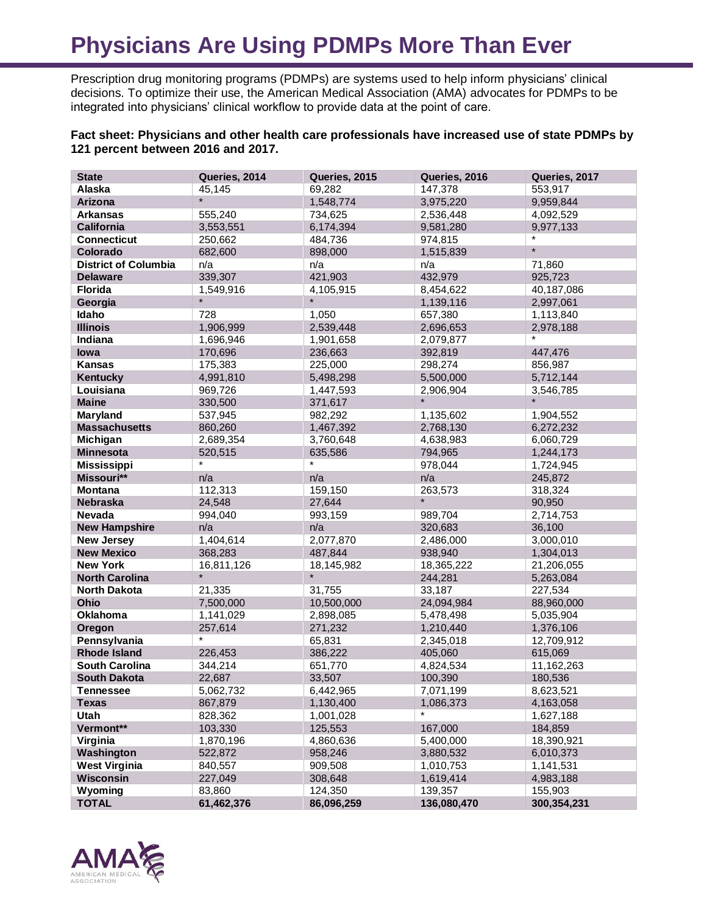# Physicians Are Using PDMPs More Than Ever

Prescription drug monitoring programs (PDMPs) are systems used to help inform physicians' clinical decisions. To optimize their use, the American Medical Association (AMA) advocates for PDMPs to be integrated into physicians' clinical workflow to provide data at the point of care.

**Fact sheet: Physicians and other health care professionals have increased use of state PDMPs by 121 percent between 2016 and 2017.**

| State | Queries, 2014 | Queries, 2015 | Queries, 2016 | Queries, 2017 |
|---|---|---|---|---|
| **Alaska** | 45,145 | 69,282 | 147,378 | 553,917 |
| **Arizona** | * | 1,548,774 | 3,975,220 | 9,959,844 |
| **Arkansas** | 555,240 | 734,625 | 2,536,448 | 4,092,529 |
| **California** | 3,553,551 | 6,174,394 | 9,581,280 | 9,977,133 |
| **Connecticut** | 250,662 | 484,736 | 974,815 | * |
| **Colorado** | 682,600 | 898,000 | 1,515,839 | * |
| **District of Columbia** | n/a | n/a | n/a | 71,860 |
| **Delaware** | 339,307 | 421,903 | 432,979 | 925,723 |
| **Florida** | 1,549,916 | 4,105,915 | 8,454,622 | 40,187,086 |
| **Georgia** | * | * | 1,139,116 | 2,997,061 |
| **Idaho** | 728 | 1,050 | 657,380 | 1,113,840 |
| **Illinois** | 1,906,999 | 2,539,448 | 2,696,653 | 2,978,188 |
| **Indiana** | 1,696,946 | 1,901,658 | 2,079,877 | * |
| **Iowa** | 170,696 | 236,663 | 392,819 | 447,476 |
| **Kansas** | 175,383 | 225,000 | 298,274 | 856,987 |
| **Kentucky** | 4,991,810 | 5,498,298 | 5,500,000 | 5,712,144 |
| **Louisiana** | 969,726 | 1,447,593 | 2,906,904 | 3,546,785 |
| **Maine** | 330,500 | 371,617 | * | * |
| **Maryland** | 537,945 | 982,292 | 1,135,602 | 1,904,552 |
| **Massachusetts** | 860,260 | 1,467,392 | 2,768,130 | 6,272,232 |
| **Michigan** | 2,689,354 | 3,760,648 | 4,638,983 | 6,060,729 |
| **Minnesota** | 520,515 | 635,586 | 794,965 | 1,244,173 |
| **Mississippi** | * | * | 978,044 | 1,724,945 |
| **Missouri**** | n/a | n/a | n/a | 245,872 |
| **Montana** | 112,313 | 159,150 | 263,573 | 318,324 |
| **Nebraska** | 24,548 | 27,644 | * | 90,950 |
| **Nevada** | 994,040 | 993,159 | 989,704 | 2,714,753 |
| **New Hampshire** | n/a | n/a | 320,683 | 36,100 |
| **New Jersey** | 1,404,614 | 2,077,870 | 2,486,000 | 3,000,010 |
| **New Mexico** | 368,283 | 487,844 | 938,940 | 1,304,013 |
| **New York** | 16,811,126 | 18,145,982 | 18,365,222 | 21,206,055 |
| **North Carolina** | * | * | 244,281 | 5,263,084 |
| **North Dakota** | 21,335 | 31,755 | 33,187 | 227,534 |
| **Ohio** | 7,500,000 | 10,500,000 | 24,094,984 | 88,960,000 |
| **Oklahoma** | 1,141,029 | 2,898,085 | 5,478,498 | 5,035,904 |
| **Oregon** | 257,614 | 271,232 | 1,210,440 | 1,376,106 |
| **Pennsylvania** | * | 65,831 | 2,345,018 | 12,709,912 |
| **Rhode Island** | 226,453 | 386,222 | 405,060 | 615,069 |
| **South Carolina** | 344,214 | 651,770 | 4,824,534 | 11,162,263 |
| **South Dakota** | 22,687 | 33,507 | 100,390 | 180,536 |
| **Tennessee** | 5,062,732 | 6,442,965 | 7,071,199 | 8,623,521 |
| **Texas** | 867,879 | 1,130,400 | 1,086,373 | 4,163,058 |
| **Utah** | 828,362 | 1,001,028 | * | 1,627,188 |
| **Vermont**** | 103,330 | 125,553 | 167,000 | 184,859 |
| **Virginia** | 1,870,196 | 4,860,636 | 5,400,000 | 18,390,921 |
| **Washington** | 522,872 | 958,246 | 3,880,532 | 6,010,373 |
| **West Virginia** | 840,557 | 909,508 | 1,010,753 | 1,141,531 |
| **Wisconsin** | 227,049 | 308,648 | 1,619,414 | 4,983,188 |
| **Wyoming** | 83,860 | 124,350 | 139,357 | 155,903 |
| **TOTAL** | **61,462,376** | **86,096,259** | **136,080,470** | **300,354,231** |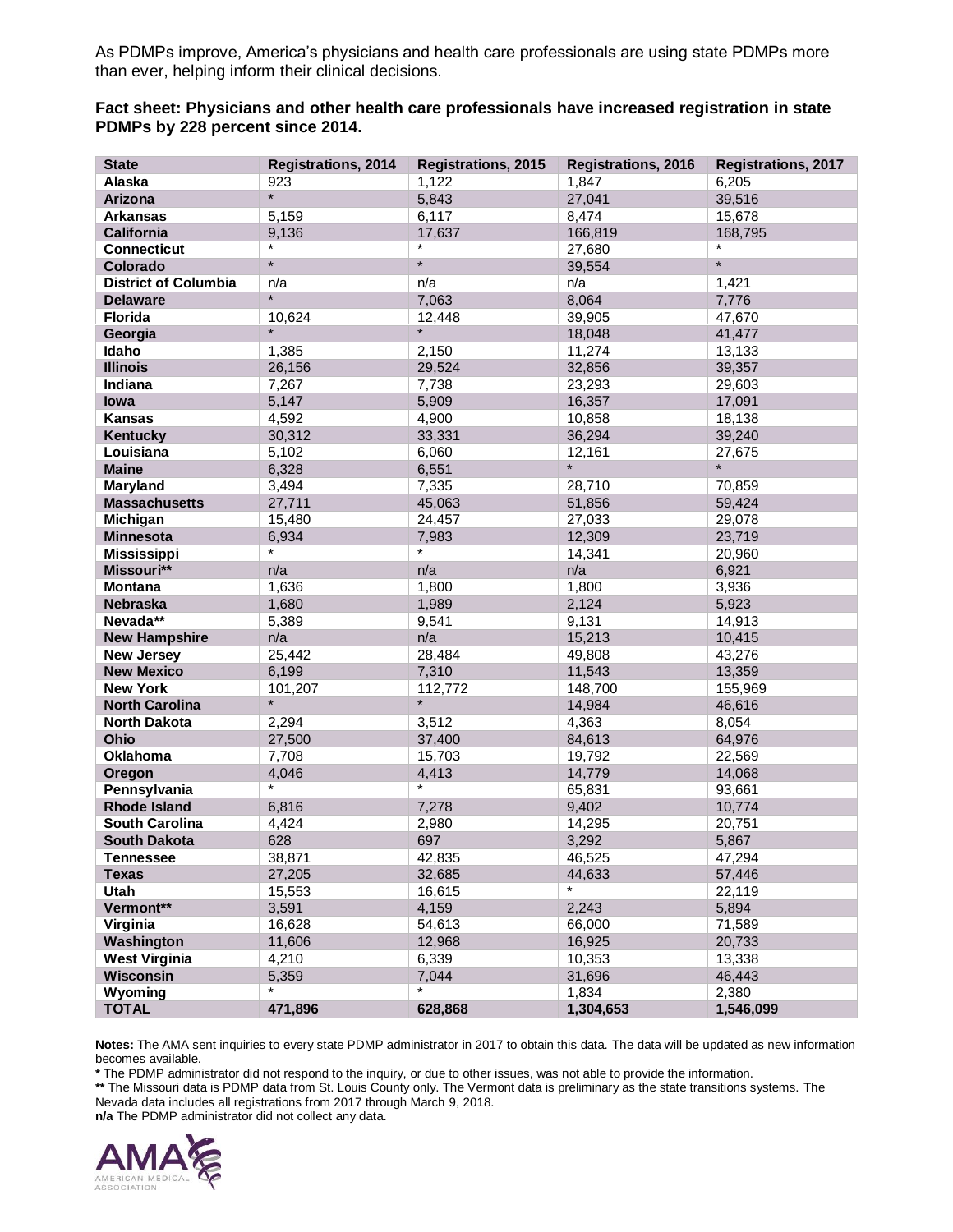As PDMPs improve, America's physicians and health care professionals are using state PDMPs more than ever, helping inform their clinical decisions.

**Fact sheet: Physicians and other health care professionals have increased registration in state PDMPs by 228 percent since 2014.**

| State | Registrations, 2014 | Registrations, 2015 | Registrations, 2016 | Registrations, 2017 |
|---|---|---|---|---|
| **Alaska** | 923 | 1,122 | 1,847 | 6,205 |
| **Arizona** | * | 5,843 | 27,041 | 39,516 |
| **Arkansas** | 5,159 | 6,117 | 8,474 | 15,678 |
| **California** | 9,136 | 17,637 | 166,819 | 168,795 |
| **Connecticut** | * | * | 27,680 | * |
| **Colorado** | * | * | 39,554 | * |
| **District of Columbia** | n/a | n/a | n/a | 1,421 |
| **Delaware** | * | 7,063 | 8,064 | 7,776 |
| **Florida** | 10,624 | 12,448 | 39,905 | 47,670 |
| **Georgia** | * | * | 18,048 | 41,477 |
| **Idaho** | 1,385 | 2,150 | 11,274 | 13,133 |
| **Illinois** | 26,156 | 29,524 | 32,856 | 39,357 |
| **Indiana** | 7,267 | 7,738 | 23,293 | 29,603 |
| **Iowa** | 5,147 | 5,909 | 16,357 | 17,091 |
| **Kansas** | 4,592 | 4,900 | 10,858 | 18,138 |
| **Kentucky** | 30,312 | 33,331 | 36,294 | 39,240 |
| **Louisiana** | 5,102 | 6,060 | 12,161 | 27,675 |
| **Maine** | 6,328 | 6,551 | * | * |
| **Maryland** | 3,494 | 7,335 | 28,710 | 70,859 |
| **Massachusetts** | 27,711 | 45,063 | 51,856 | 59,424 |
| **Michigan** | 15,480 | 24,457 | 27,033 | 29,078 |
| **Minnesota** | 6,934 | 7,983 | 12,309 | 23,719 |
| **Mississippi** | * | * | 14,341 | 20,960 |
| **Missouri**** | n/a | n/a | n/a | 6,921 |
| **Montana** | 1,636 | 1,800 | 1,800 | 3,936 |
| **Nebraska** | 1,680 | 1,989 | 2,124 | 5,923 |
| **Nevada**** | 5,389 | 9,541 | 9,131 | 14,913 |
| **New Hampshire** | n/a | n/a | 15,213 | 10,415 |
| **New Jersey** | 25,442 | 28,484 | 49,808 | 43,276 |
| **New Mexico** | 6,199 | 7,310 | 11,543 | 13,359 |
| **New York** | 101,207 | 112,772 | 148,700 | 155,969 |
| **North Carolina** | * | * | 14,984 | 46,616 |
| **North Dakota** | 2,294 | 3,512 | 4,363 | 8,054 |
| **Ohio** | 27,500 | 37,400 | 84,613 | 64,976 |
| **Oklahoma** | 7,708 | 15,703 | 19,792 | 22,569 |
| **Oregon** | 4,046 | 4,413 | 14,779 | 14,068 |
| **Pennsylvania** | * | * | 65,831 | 93,661 |
| **Rhode Island** | 6,816 | 7,278 | 9,402 | 10,774 |
| **South Carolina** | 4,424 | 2,980 | 14,295 | 20,751 |
| **South Dakota** | 628 | 697 | 3,292 | 5,867 |
| **Tennessee** | 38,871 | 42,835 | 46,525 | 47,294 |
| **Texas** | 27,205 | 32,685 | 44,633 | 57,446 |
| **Utah** | 15,553 | 16,615 | * | 22,119 |
| **Vermont**** | 3,591 | 4,159 | 2,243 | 5,894 |
| **Virginia** | 16,628 | 54,613 | 66,000 | 71,589 |
| **Washington** | 11,606 | 12,968 | 16,925 | 20,733 |
| **West Virginia** | 4,210 | 6,339 | 10,353 | 13,338 |
| **Wisconsin** | 5,359 | 7,044 | 31,696 | 46,443 |
| **Wyoming** | * | * | 1,834 | 2,380 |
| **TOTAL** | **471,896** | **628,868** | **1,304,653** | **1,546,099** |

**Notes:** The AMA sent inquiries to every state PDMP administrator in 2017 to obtain this data. The data will be updated as new information becomes available.

**\*** The PDMP administrator did not respond to the inquiry, or due to other issues, was not able to provide the information.

**\*\*** The Missouri data is PDMP data from St. Louis County only. The Vermont data is preliminary as the state transitions systems. The Nevada data includes all registrations from 2017 through March 9, 2018.

**n/a** The PDMP administrator did not collect any data.

AMA AMERICAN MEDICAL ASSOCIATION